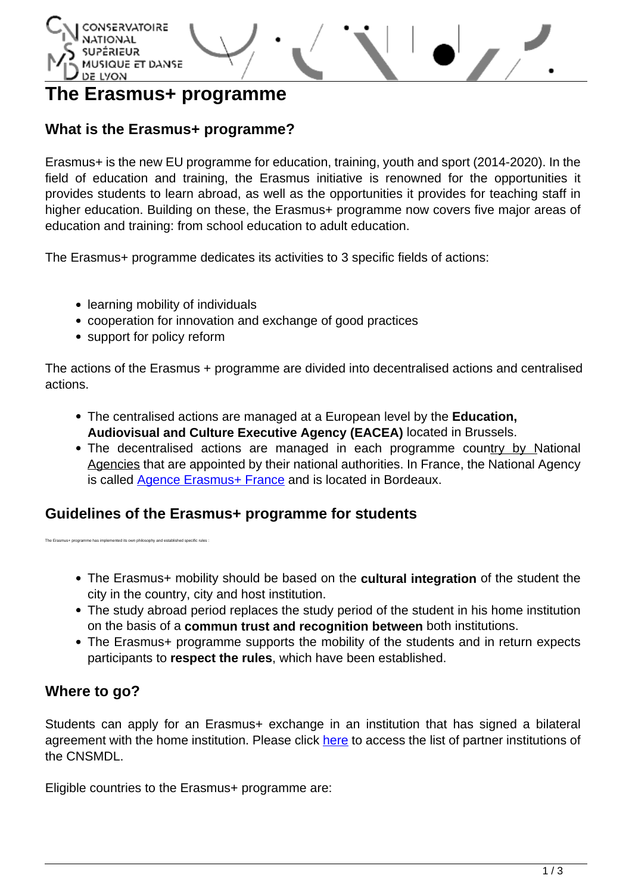# The Erasmus+ programme

## What is the Erasmus+ programme?

Erasmus+ is the new EU programme for education, training, youth and sport (2014-2020). In the field of education and training, the Erasmus initiative is renowned for the opportunities it provides students to learn abroad, as well as the opportunities it provides for teaching staff in higher education. Building on these, the Erasmus+ programme now covers five major areas of education and training: from school education to adult education.

The Erasmus+ programme dedicates its activities to 3 specific fields of actions:

- learning mobility of individuals
- cooperation for innovation and exchange of good practices
- support for policy reform

The actions of the Erasmus + programme are divided into decentralised actions and centralised actions.

- The centralised actions are managed at a European level by the **Education, Audiovisual and Culture Executive Agency (EACEA)** located in Brussels.
- The decentralised actions are managed in each programme country by National Agencies that are appointed by their national authorities. In France, the National Agency is called Agence Erasmus+ France and is located in Bordeaux.

## Guidelines of the Erasmus+ programme for students

The Erasmus+ programme has implemented its own philosophy and established specific rules :

- The Erasmus+ mobility should be based on the **cultural integration** of the student the city in the country, city and host institution.
- The study abroad period replaces the study period of the student in his home institution on the basis of a **commun trust and recognition between** both institutions.
- The Erasmus+ programme supports the mobility of the students and in return expects participants to **respect the rules**, which have been established.

## Where to go?

Students can apply for an Erasmus+ exchange in an institution that has signed a bilateral agreement with the home institution. Please click here to access the list of partner institutions of the CNSMDL.

Eligible countries to the Erasmus+ programme are: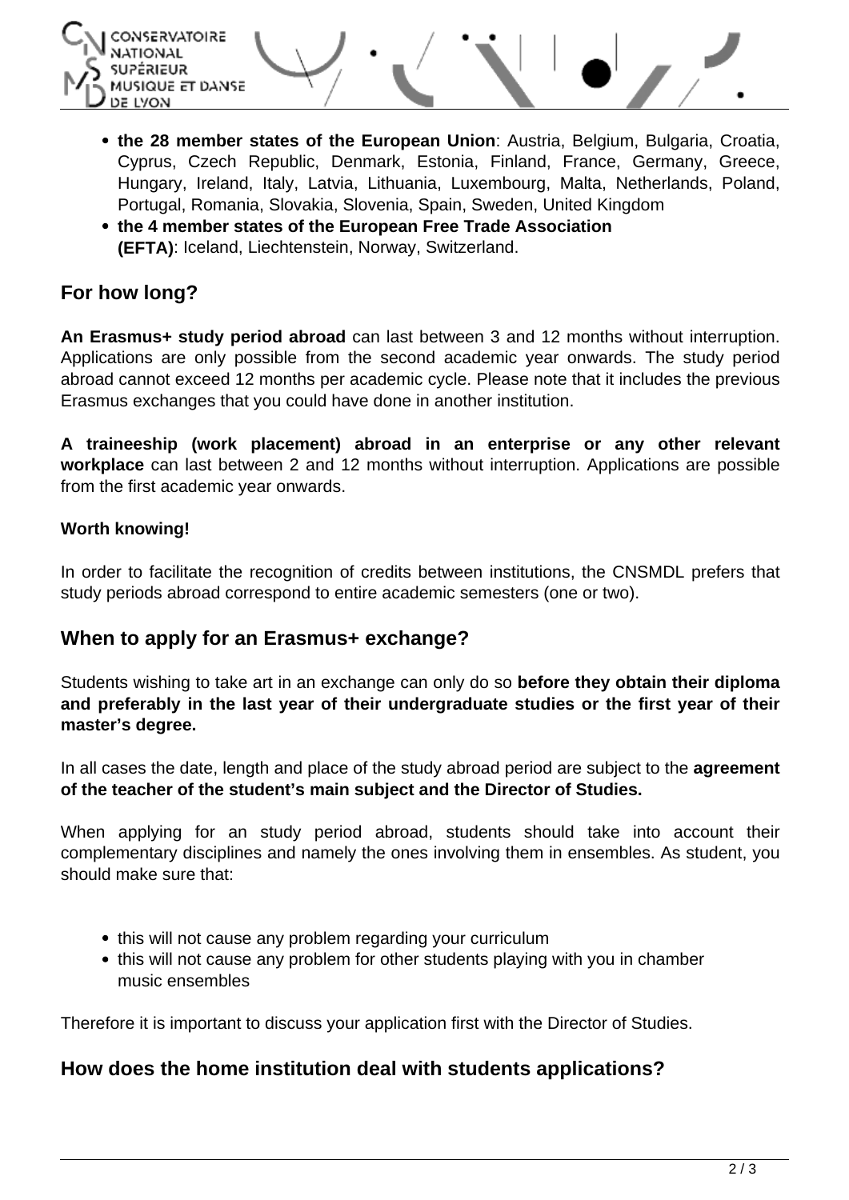- **the 28 member states of the European Union**: Austria, Belgium, Bulgaria, Croatia, Cyprus, Czech Republic, Denmark, Estonia, Finland, France, Germany, Greece, Hungary, Ireland, Italy, Latvia, Lithuania, Luxembourg, Malta, Netherlands, Poland, Portugal, Romania, Slovakia, Slovenia, Spain, Sweden, United Kingdom
- **the 4 member states of the European Free Trade Association (EFTA)**: Iceland, Liechtenstein, Norway, Switzerland.

## For how long?

**An Erasmus+ study period abroad** can last between 3 and 12 months without interruption. Applications are only possible from the second academic year onwards. The study period abroad cannot exceed 12 months per academic cycle. Please note that it includes the previous Erasmus exchanges that you could have done in another institution.

**A traineeship (work placement) abroad in an enterprise or any other relevant workplace** can last between 2 and 12 months without interruption. Applications are possible from the first academic year onwards.

**Worth knowing!**

In order to facilitate the recognition of credits between institutions, the CNSMDL prefers that study periods abroad correspond to entire academic semesters (one or two).

## When to apply for an Erasmus+ exchange?

Students wishing to take art in an exchange can only do so **before they obtain their diploma and preferably in the last year of their undergraduate studies or the first year of their master's degree.**

In all cases the date, length and place of the study abroad period are subject to the **agreement of the teacher of the student's main subject and the Director of Studies.**

When applying for an study period abroad, students should take into account their complementary disciplines and namely the ones involving them in ensembles. As student, you should make sure that:

- this will not cause any problem regarding your curriculum
- this will not cause any problem for other students playing with you in chamber music ensembles

Therefore it is important to discuss your application first with the Director of Studies.

## How does the home institution deal with students applications?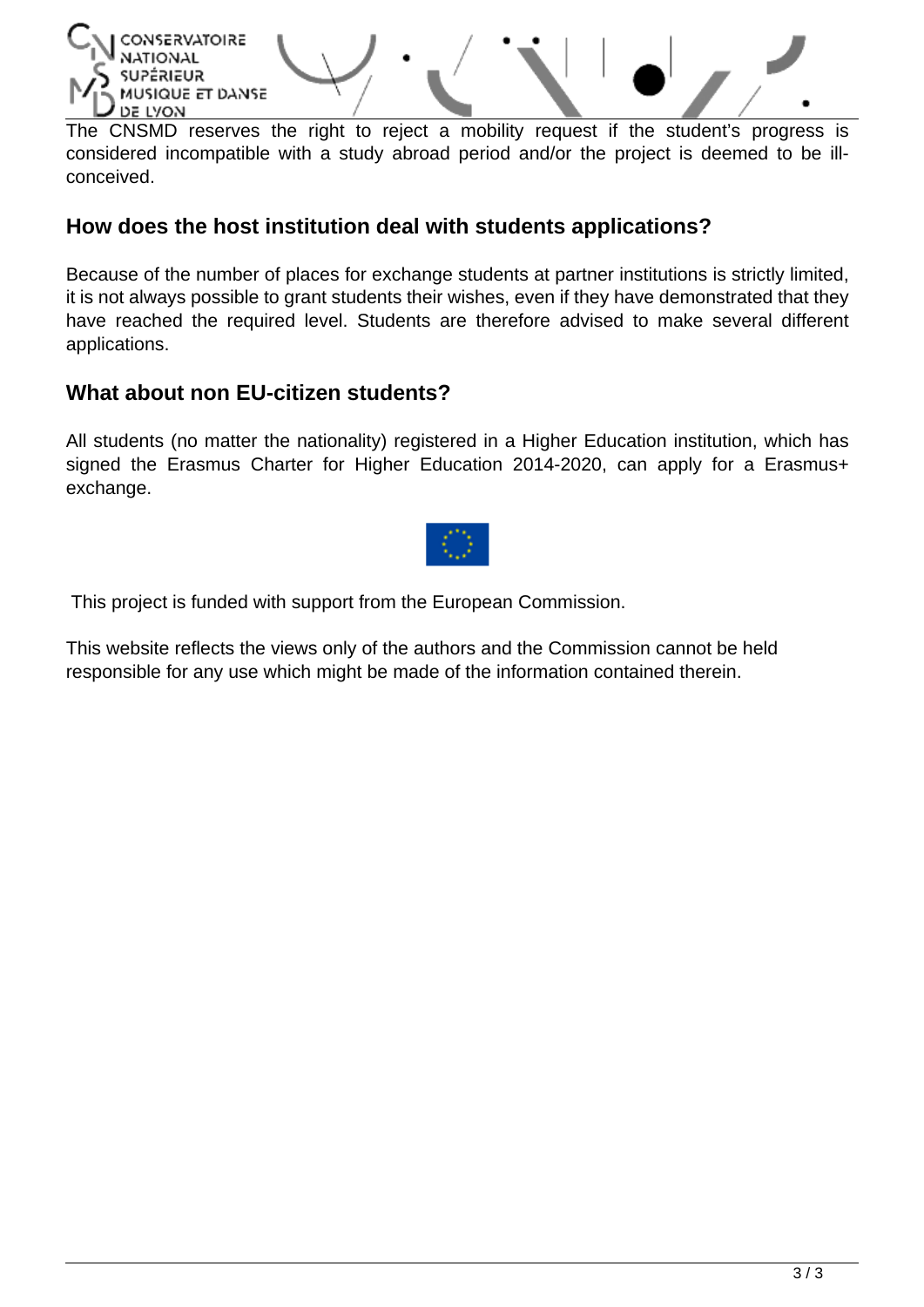The CNSMD reserves the right to reject a mobility request if the student's progress is considered incompatible with a study abroad period and/or the project is deemed to be ill-conceived.

## How does the host institution deal with students applications?

Because of the number of places for exchange students at partner institutions is strictly limited, it is not always possible to grant students their wishes, even if they have demonstrated that they have reached the required level. Students are therefore advised to make several different applications.

## What about non EU-citizen students?

All students (no matter the nationality) registered in a Higher Education institution, which has signed the Erasmus Charter for Higher Education 2014-2020, can apply for a Erasmus+ exchange.

This project is funded with support from the European Commission.

This website reflects the views only of the authors and the Commission cannot be held responsible for any use which might be made of the information contained therein.